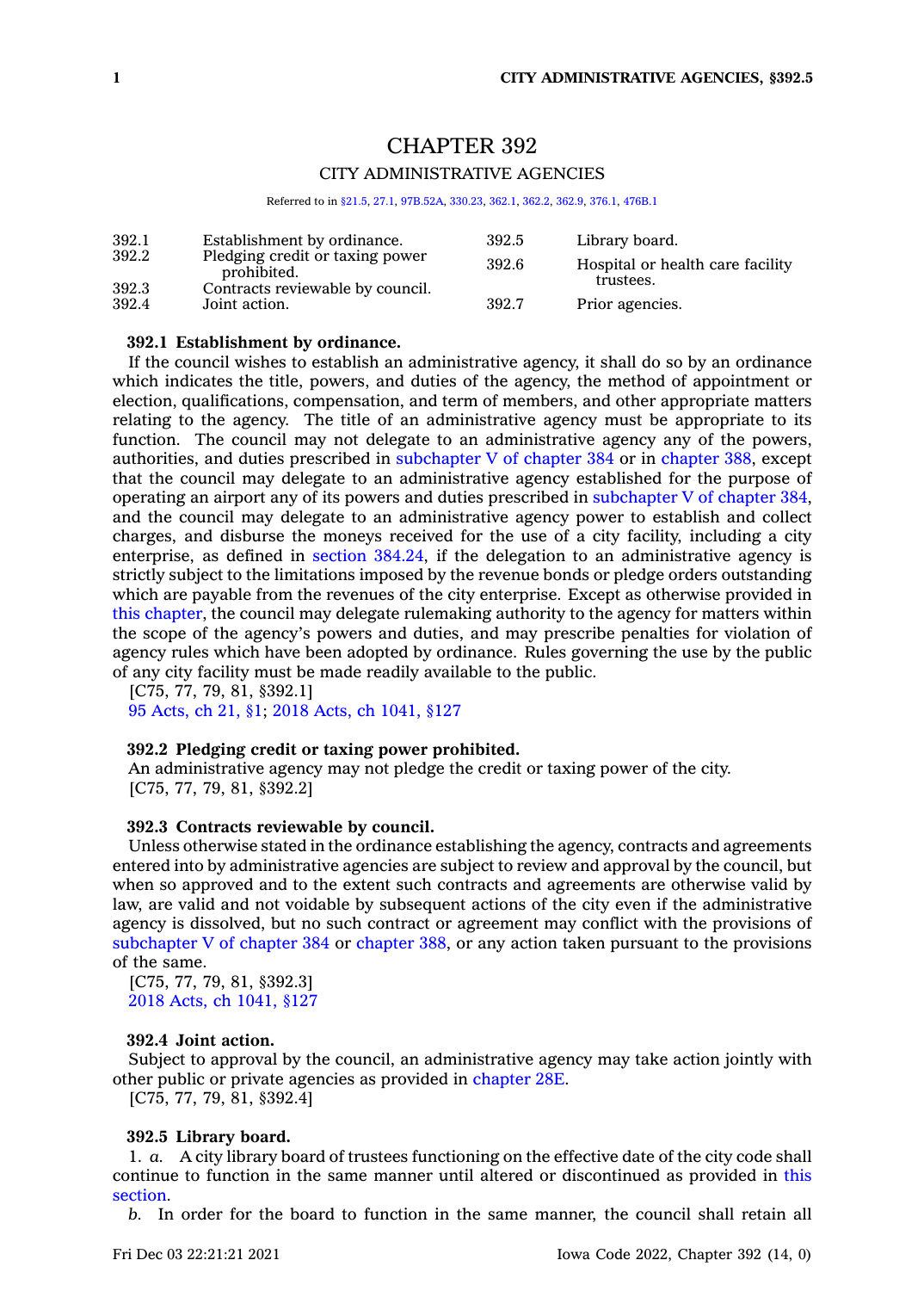# CHAPTER 392

## CITY ADMINISTRATIVE AGENCIES

Referred to in §21.5, 27.1, 97B.52A, 330.23, 362.1, 362.2, 362.9, 376.1, 476B.1

| | | | |
|---|---|---|---|
| 392.1 | Establishment by ordinance. | 392.5 | Library board. |
| 392.2 | Pledging credit or taxing power prohibited. | 392.6 | Hospital or health care facility trustees. |
| 392.3 | Contracts reviewable by council. | 392.7 | Prior agencies. |
| 392.4 | Joint action. | | |

**392.1 Establishment by ordinance.**

If the council wishes to establish an administrative agency, it shall do so by an ordinance which indicates the title, powers, and duties of the agency, the method of appointment or election, qualifications, compensation, and term of members, and other appropriate matters relating to the agency. The title of an administrative agency must be appropriate to its function. The council may not delegate to an administrative agency any of the powers, authorities, and duties prescribed in subchapter V of chapter 384 or in chapter 388, except that the council may delegate to an administrative agency established for the purpose of operating an airport any of its powers and duties prescribed in subchapter V of chapter 384, and the council may delegate to an administrative agency power to establish and collect charges, and disburse the moneys received for the use of a city facility, including a city enterprise, as defined in section 384.24, if the delegation to an administrative agency is strictly subject to the limitations imposed by the revenue bonds or pledge orders outstanding which are payable from the revenues of the city enterprise. Except as otherwise provided in this chapter, the council may delegate rulemaking authority to the agency for matters within the scope of the agency's powers and duties, and may prescribe penalties for violation of agency rules which have been adopted by ordinance. Rules governing the use by the public of any city facility must be made readily available to the public.

[C75, 77, 79, 81, §392.1]

95 Acts, ch 21, §1; 2018 Acts, ch 1041, §127

**392.2 Pledging credit or taxing power prohibited.**

An administrative agency may not pledge the credit or taxing power of the city.

[C75, 77, 79, 81, §392.2]

**392.3 Contracts reviewable by council.**

Unless otherwise stated in the ordinance establishing the agency, contracts and agreements entered into by administrative agencies are subject to review and approval by the council, but when so approved and to the extent such contracts and agreements are otherwise valid by law, are valid and not voidable by subsequent actions of the city even if the administrative agency is dissolved, but no such contract or agreement may conflict with the provisions of subchapter V of chapter 384 or chapter 388, or any action taken pursuant to the provisions of the same.

[C75, 77, 79, 81, §392.3]

2018 Acts, ch 1041, §127

**392.4 Joint action.**

Subject to approval by the council, an administrative agency may take action jointly with other public or private agencies as provided in chapter 28E.

[C75, 77, 79, 81, §392.4]

**392.5 Library board.**

1. *a.* A city library board of trustees functioning on the effective date of the city code shall continue to function in the same manner until altered or discontinued as provided in this section.

*b.* In order for the board to function in the same manner, the council shall retain all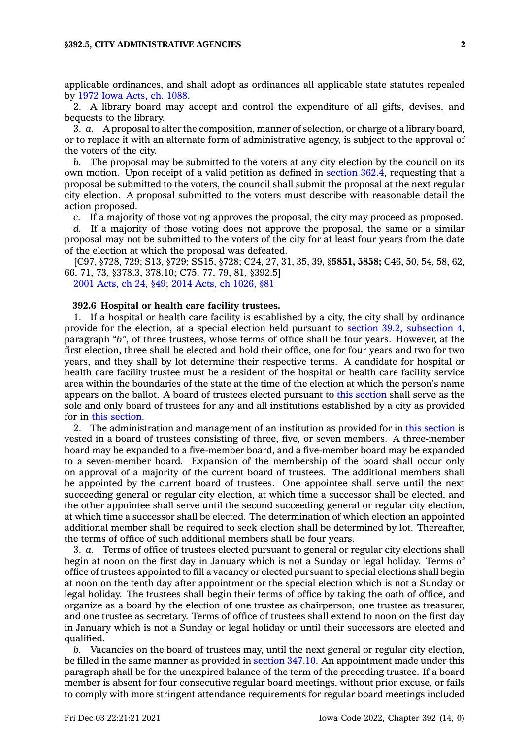applicable ordinances, and shall adopt as ordinances all applicable state statutes repealed by 1972 Iowa Acts, ch. 1088.

2. A library board may accept and control the expenditure of all gifts, devises, and bequests to the library.

3. *a.* A proposal to alter the composition, manner of selection, or charge of a library board, or to replace it with an alternate form of administrative agency, is subject to the approval of the voters of the city.

*b.* The proposal may be submitted to the voters at any city election by the council on its own motion. Upon receipt of a valid petition as defined in section 362.4, requesting that a proposal be submitted to the voters, the council shall submit the proposal at the next regular city election. A proposal submitted to the voters must describe with reasonable detail the action proposed.

*c.* If a majority of those voting approves the proposal, the city may proceed as proposed.

*d.* If a majority of those voting does not approve the proposal, the same or a similar proposal may not be submitted to the voters of the city for at least four years from the date of the election at which the proposal was defeated.

[C97, §728, 729; S13, §729; SS15, §728; C24, 27, 31, 35, 39, §**5851, 5858;** C46, 50, 54, 58, 62, 66, 71, 73, §378.3, 378.10; C75, 77, 79, 81, §392.5]

2001 Acts, ch 24, §49; 2014 Acts, ch 1026, §81

**392.6 Hospital or health care facility trustees.**

1. If a hospital or health care facility is established by a city, the city shall by ordinance provide for the election, at a special election held pursuant to section 39.2, subsection 4, paragraph *"b"*, of three trustees, whose terms of office shall be four years. However, at the first election, three shall be elected and hold their office, one for four years and two for two years, and they shall by lot determine their respective terms. A candidate for hospital or health care facility trustee must be a resident of the hospital or health care facility service area within the boundaries of the state at the time of the election at which the person's name appears on the ballot. A board of trustees elected pursuant to this section shall serve as the sole and only board of trustees for any and all institutions established by a city as provided for in this section.

2. The administration and management of an institution as provided for in this section is vested in a board of trustees consisting of three, five, or seven members. A three-member board may be expanded to a five-member board, and a five-member board may be expanded to a seven-member board. Expansion of the membership of the board shall occur only on approval of a majority of the current board of trustees. The additional members shall be appointed by the current board of trustees. One appointee shall serve until the next succeeding general or regular city election, at which time a successor shall be elected, and the other appointee shall serve until the second succeeding general or regular city election, at which time a successor shall be elected. The determination of which election an appointed additional member shall be required to seek election shall be determined by lot. Thereafter, the terms of office of such additional members shall be four years.

3. *a.* Terms of office of trustees elected pursuant to general or regular city elections shall begin at noon on the first day in January which is not a Sunday or legal holiday. Terms of office of trustees appointed to fill a vacancy or elected pursuant to special elections shall begin at noon on the tenth day after appointment or the special election which is not a Sunday or legal holiday. The trustees shall begin their terms of office by taking the oath of office, and organize as a board by the election of one trustee as chairperson, one trustee as treasurer, and one trustee as secretary. Terms of office of trustees shall extend to noon on the first day in January which is not a Sunday or legal holiday or until their successors are elected and qualified.

*b.* Vacancies on the board of trustees may, until the next general or regular city election, be filled in the same manner as provided in section 347.10. An appointment made under this paragraph shall be for the unexpired balance of the term of the preceding trustee. If a board member is absent for four consecutive regular board meetings, without prior excuse, or fails to comply with more stringent attendance requirements for regular board meetings included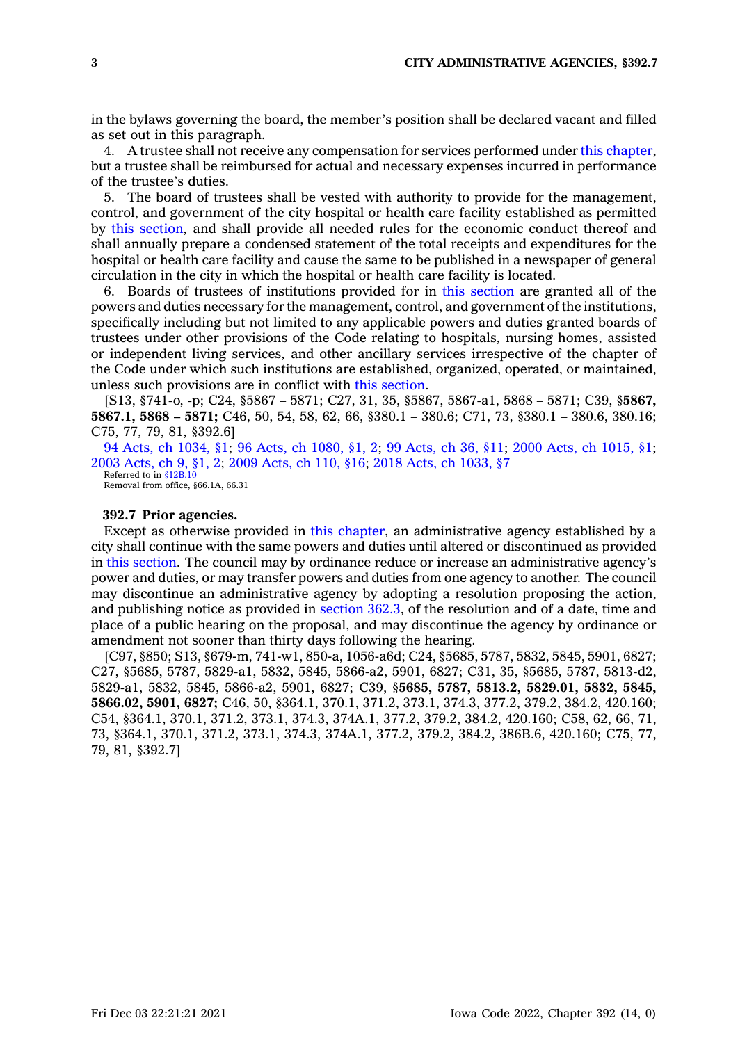in the bylaws governing the board, the member's position shall be declared vacant and filled as set out in this paragraph.

4. A trustee shall not receive any compensation for services performed under this chapter, but a trustee shall be reimbursed for actual and necessary expenses incurred in performance of the trustee's duties.

5. The board of trustees shall be vested with authority to provide for the management, control, and government of the city hospital or health care facility established as permitted by this section, and shall provide all needed rules for the economic conduct thereof and shall annually prepare a condensed statement of the total receipts and expenditures for the hospital or health care facility and cause the same to be published in a newspaper of general circulation in the city in which the hospital or health care facility is located.

6. Boards of trustees of institutions provided for in this section are granted all of the powers and duties necessary for the management, control, and government of the institutions, specifically including but not limited to any applicable powers and duties granted boards of trustees under other provisions of the Code relating to hospitals, nursing homes, assisted or independent living services, and other ancillary services irrespective of the chapter of the Code under which such institutions are established, organized, operated, or maintained, unless such provisions are in conflict with this section.

[S13, §741-o, -p; C24, §5867 – 5871; C27, 31, 35, §5867, 5867-a1, 5868 – 5871; C39, §**5867, 5867.1, 5868 – 5871;** C46, 50, 54, 58, 62, 66, §380.1 – 380.6; C71, 73, §380.1 – 380.6, 380.16; C75, 77, 79, 81, §392.6]

94 Acts, ch 1034, §1; 96 Acts, ch 1080, §1, 2; 99 Acts, ch 36, §11; 2000 Acts, ch 1015, §1; 2003 Acts, ch 9, §1, 2; 2009 Acts, ch 110, §16; 2018 Acts, ch 1033, §7

Referred to in §12B.10
Removal from office, §66.1A, 66.31

**392.7 Prior agencies.**

Except as otherwise provided in this chapter, an administrative agency established by a city shall continue with the same powers and duties until altered or discontinued as provided in this section. The council may by ordinance reduce or increase an administrative agency's power and duties, or may transfer powers and duties from one agency to another. The council may discontinue an administrative agency by adopting a resolution proposing the action, and publishing notice as provided in section 362.3, of the resolution and of a date, time and place of a public hearing on the proposal, and may discontinue the agency by ordinance or amendment not sooner than thirty days following the hearing.

[C97, §850; S13, §679-m, 741-w1, 850-a, 1056-a6d; C24, §5685, 5787, 5832, 5845, 5901, 6827; C27, §5685, 5787, 5829-a1, 5832, 5845, 5866-a2, 5901, 6827; C31, 35, §5685, 5787, 5813-d2, 5829-a1, 5832, 5845, 5866-a2, 5901, 6827; C39, §**5685, 5787, 5813.2, 5829.01, 5832, 5845, 5866.02, 5901, 6827;** C46, 50, §364.1, 370.1, 371.2, 373.1, 374.3, 377.2, 379.2, 384.2, 420.160; C54, §364.1, 370.1, 371.2, 373.1, 374.3, 374A.1, 377.2, 379.2, 384.2, 420.160; C58, 62, 66, 71, 73, §364.1, 370.1, 371.2, 373.1, 374.3, 374A.1, 377.2, 379.2, 384.2, 386B.6, 420.160; C75, 77, 79, 81, §392.7]